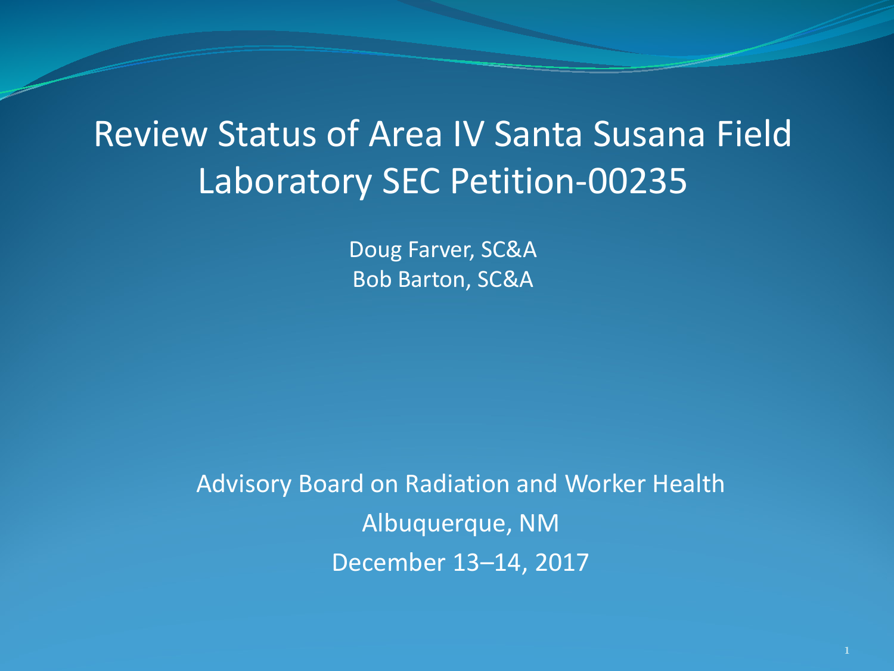# Review Status of Area IV Santa Susana Field Laboratory SEC Petition-00235

Doug Farver, SC&A
Bob Barton, SC&A

Advisory Board on Radiation and Worker Health
Albuquerque, NM
December 13–14, 2017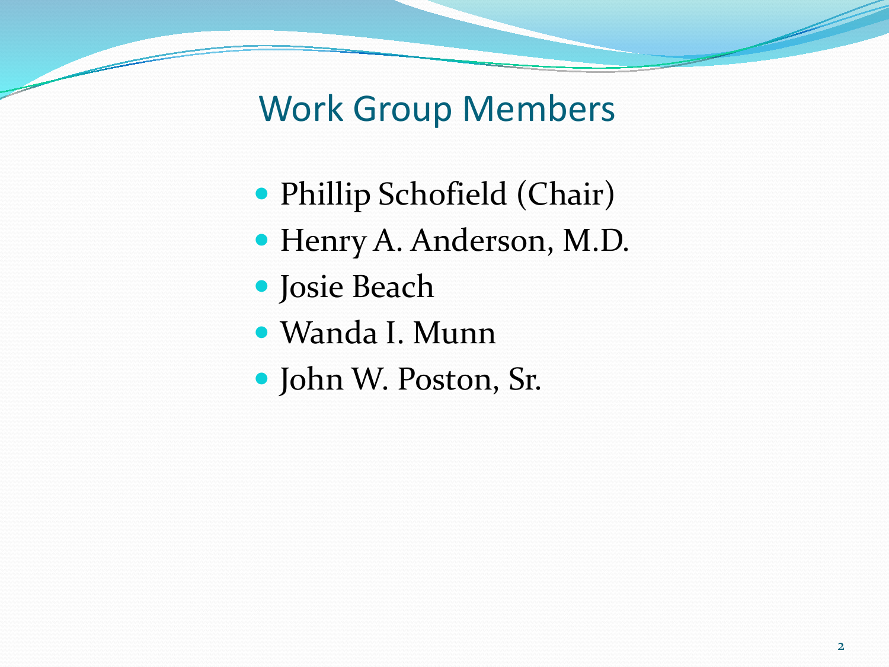# Work Group Members

- Phillip Schofield (Chair)
- Henry A. Anderson, M.D.
- Josie Beach
- Wanda I. Munn
- John W. Poston, Sr.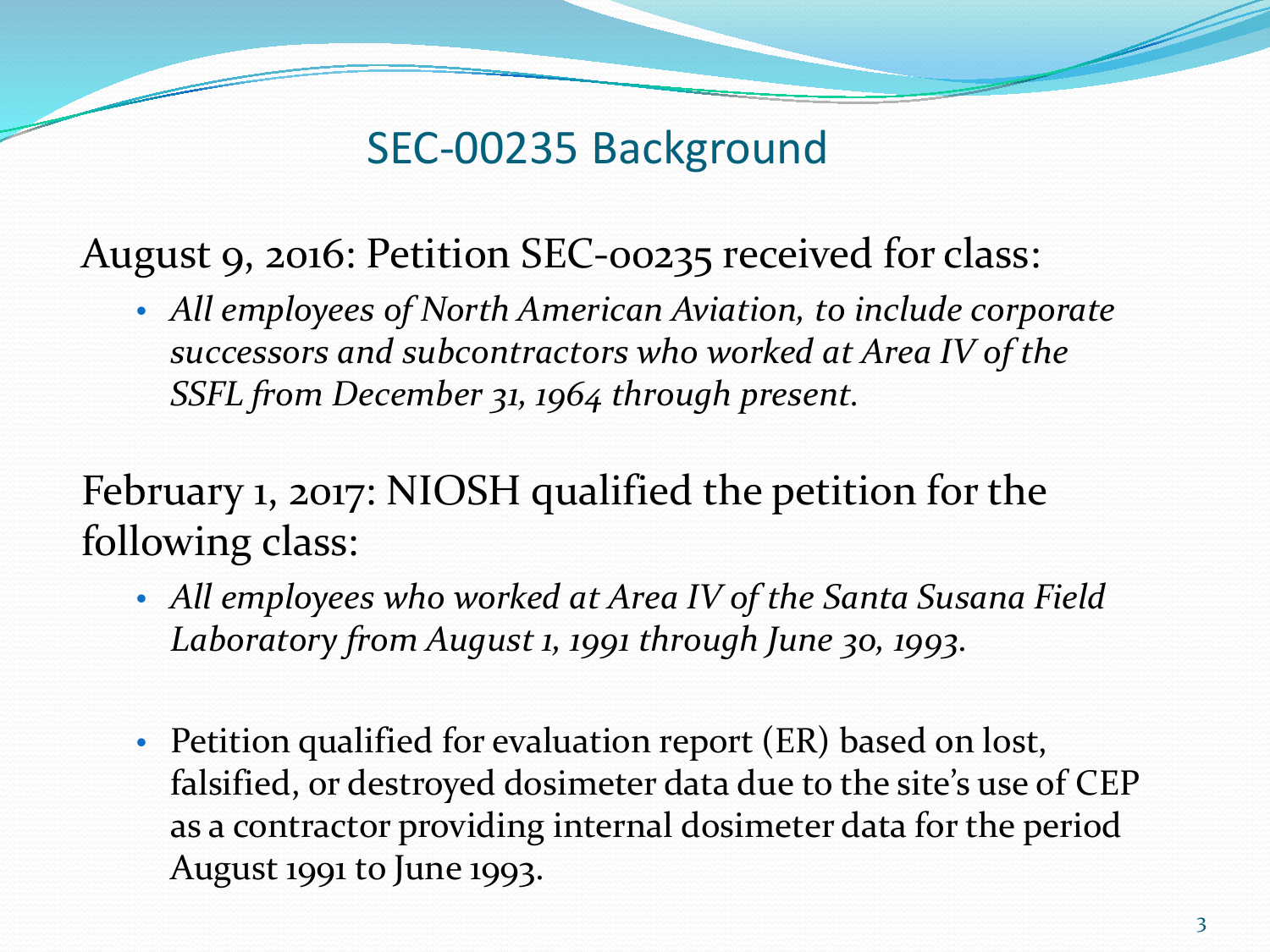# SEC-00235 Background

August 9, 2016: Petition SEC-00235 received for class:

- *All employees of North American Aviation, to include corporate successors and subcontractors who worked at Area IV of the SSFL from December 31, 1964 through present.*

February 1, 2017: NIOSH qualified the petition for the following class:

- *All employees who worked at Area IV of the Santa Susana Field Laboratory from August 1, 1991 through June 30, 1993.*

- Petition qualified for evaluation report (ER) based on lost, falsified, or destroyed dosimeter data due to the site's use of CEP as a contractor providing internal dosimeter data for the period August 1991 to June 1993.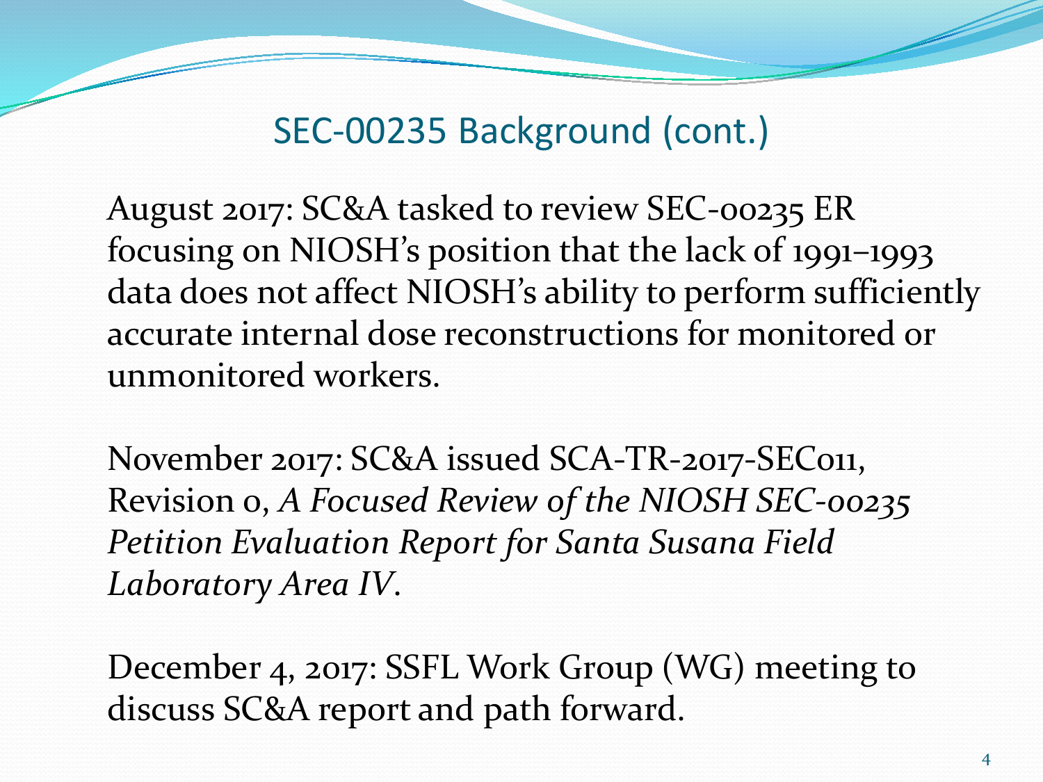## SEC-00235 Background (cont.)

August 2017: SC&A tasked to review SEC-00235 ER focusing on NIOSH's position that the lack of 1991–1993 data does not affect NIOSH's ability to perform sufficiently accurate internal dose reconstructions for monitored or unmonitored workers.

November 2017: SC&A issued SCA-TR-2017-SEC011, Revision 0, *A Focused Review of the NIOSH SEC-00235 Petition Evaluation Report for Santa Susana Field Laboratory Area IV*.

December 4, 2017: SSFL Work Group (WG) meeting to discuss SC&A report and path forward.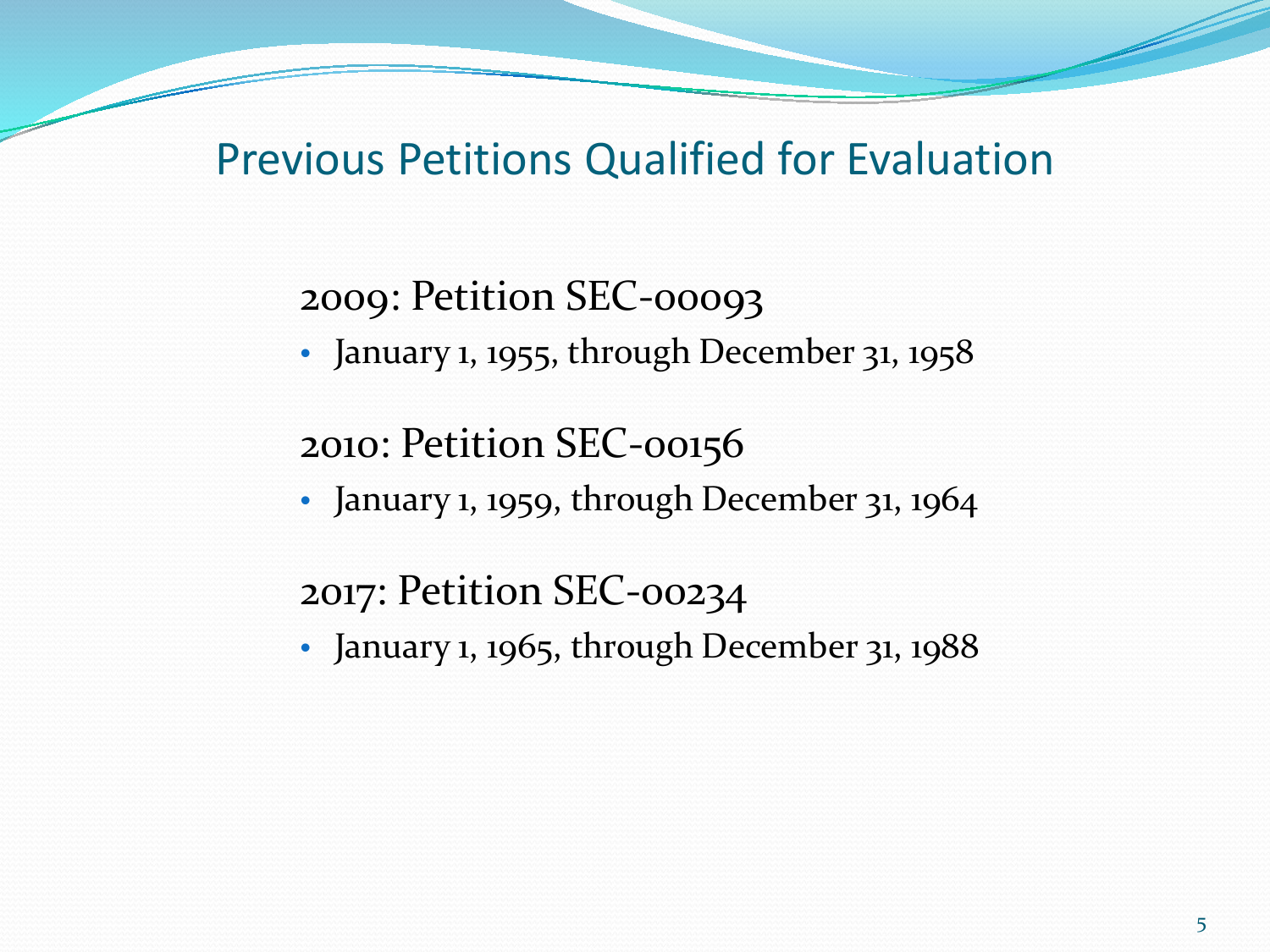# Previous Petitions Qualified for Evaluation

2009: Petition SEC-00093

- January 1, 1955, through December 31, 1958

2010: Petition SEC-00156

- January 1, 1959, through December 31, 1964

2017: Petition SEC-00234

- January 1, 1965, through December 31, 1988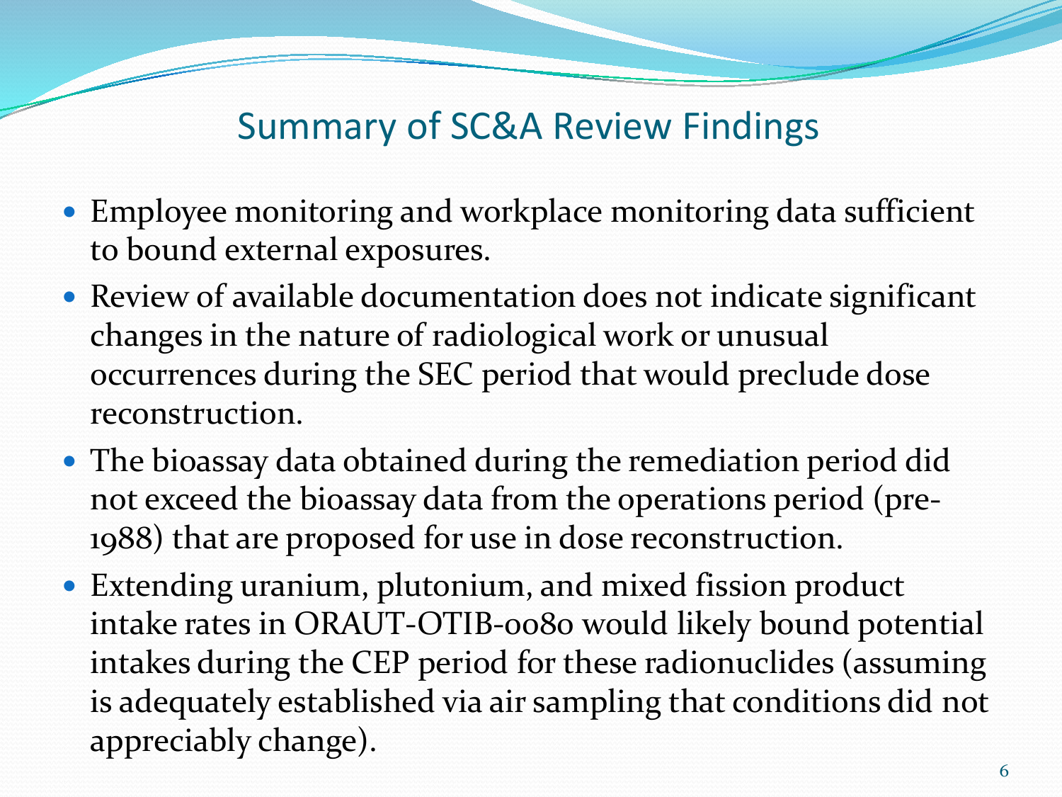## Summary of SC&A Review Findings

- Employee monitoring and workplace monitoring data sufficient to bound external exposures.
- Review of available documentation does not indicate significant changes in the nature of radiological work or unusual occurrences during the SEC period that would preclude dose reconstruction.
- The bioassay data obtained during the remediation period did not exceed the bioassay data from the operations period (pre-1988) that are proposed for use in dose reconstruction.
- Extending uranium, plutonium, and mixed fission product intake rates in ORAUT-OTIB-0080 would likely bound potential intakes during the CEP period for these radionuclides (assuming is adequately established via air sampling that conditions did not appreciably change).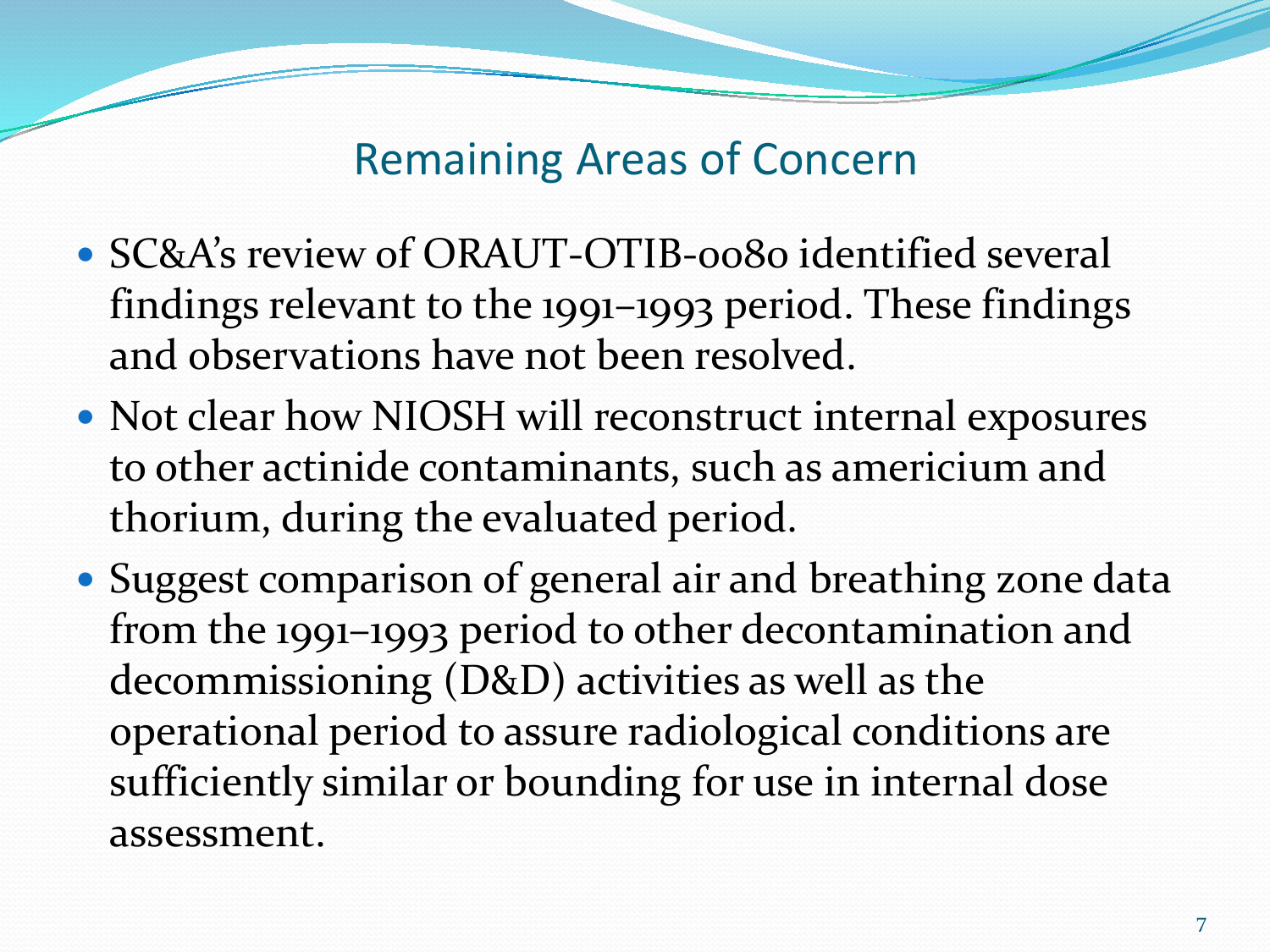# Remaining Areas of Concern

- SC&A's review of ORAUT-OTIB-0080 identified several findings relevant to the 1991–1993 period. These findings and observations have not been resolved.
- Not clear how NIOSH will reconstruct internal exposures to other actinide contaminants, such as americium and thorium, during the evaluated period.
- Suggest comparison of general air and breathing zone data from the 1991–1993 period to other decontamination and decommissioning (D&D) activities as well as the operational period to assure radiological conditions are sufficiently similar or bounding for use in internal dose assessment.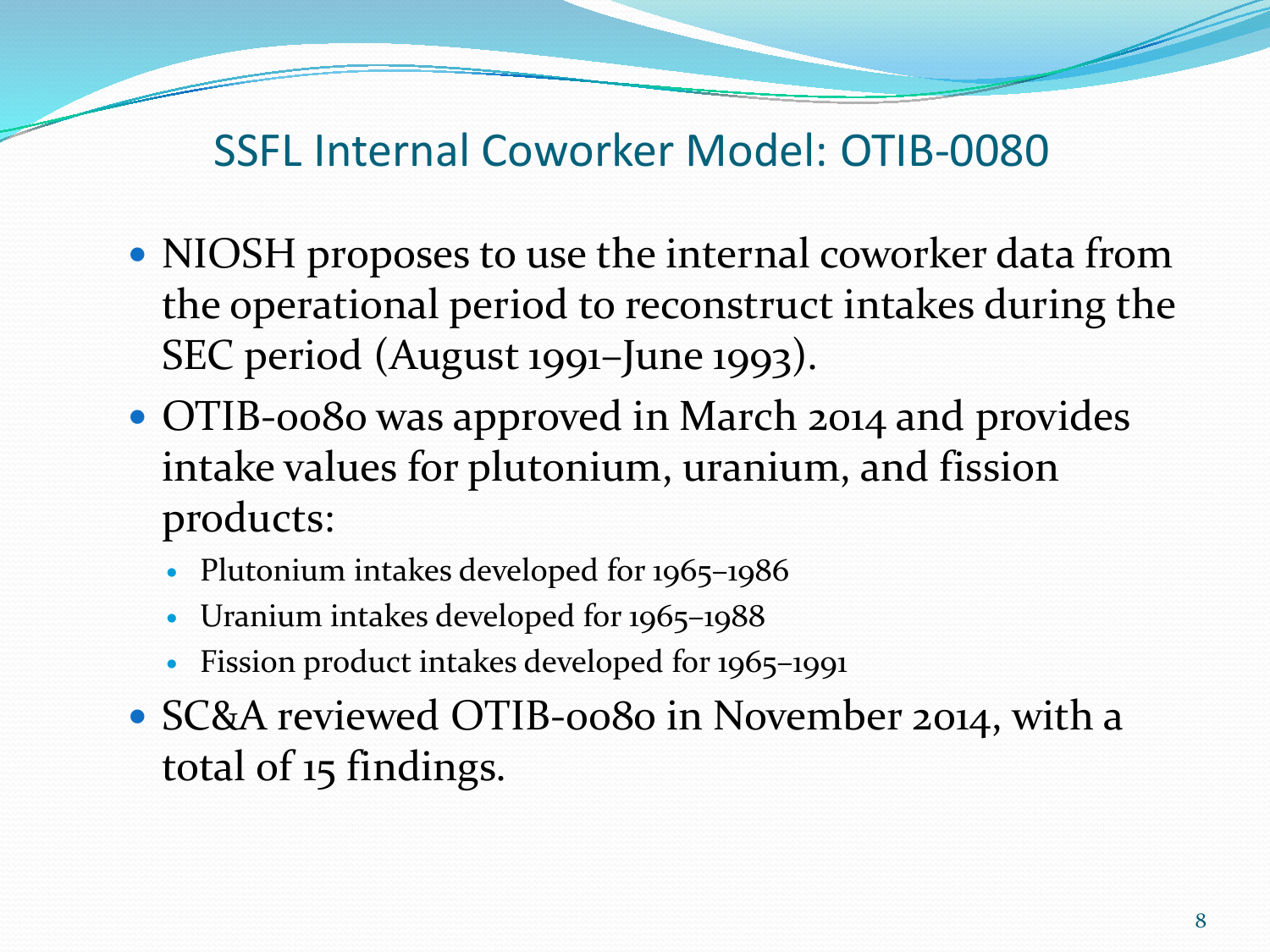# SSFL Internal Coworker Model: OTIB-0080

- NIOSH proposes to use the internal coworker data from the operational period to reconstruct intakes during the SEC period (August 1991–June 1993).
- OTIB-0080 was approved in March 2014 and provides intake values for plutonium, uranium, and fission products:
  - Plutonium intakes developed for 1965–1986
  - Uranium intakes developed for 1965–1988
  - Fission product intakes developed for 1965–1991
- SC&A reviewed OTIB-0080 in November 2014, with a total of 15 findings.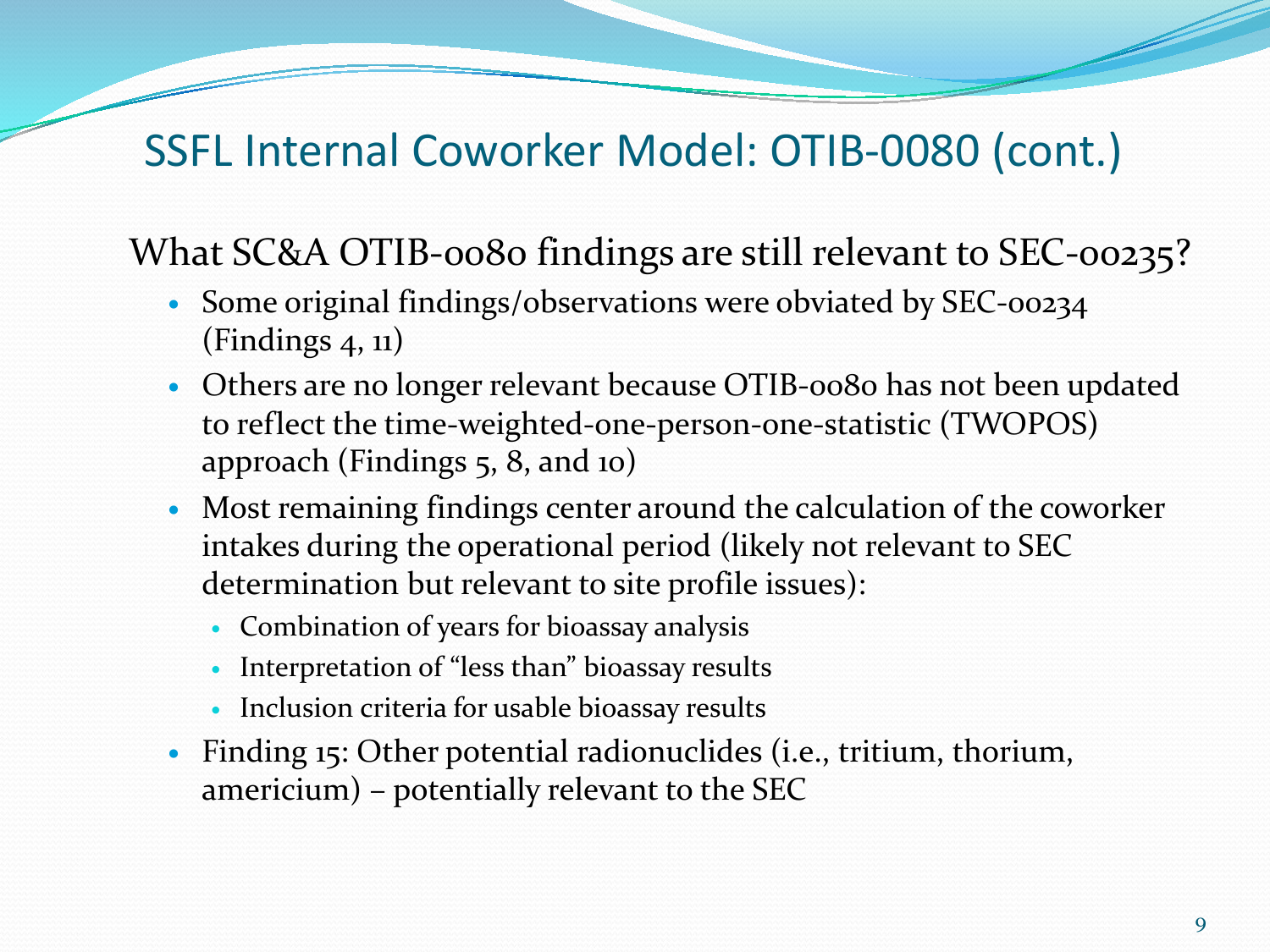# SSFL Internal Coworker Model: OTIB-0080 (cont.)

What SC&A OTIB-0080 findings are still relevant to SEC-00235?

- Some original findings/observations were obviated by SEC-00234 (Findings 4, 11)
- Others are no longer relevant because OTIB-0080 has not been updated to reflect the time-weighted-one-person-one-statistic (TWOPOS) approach (Findings 5, 8, and 10)
- Most remaining findings center around the calculation of the coworker intakes during the operational period (likely not relevant to SEC determination but relevant to site profile issues):
  - Combination of years for bioassay analysis
  - Interpretation of "less than" bioassay results
  - Inclusion criteria for usable bioassay results
- Finding 15: Other potential radionuclides (i.e., tritium, thorium, americium) – potentially relevant to the SEC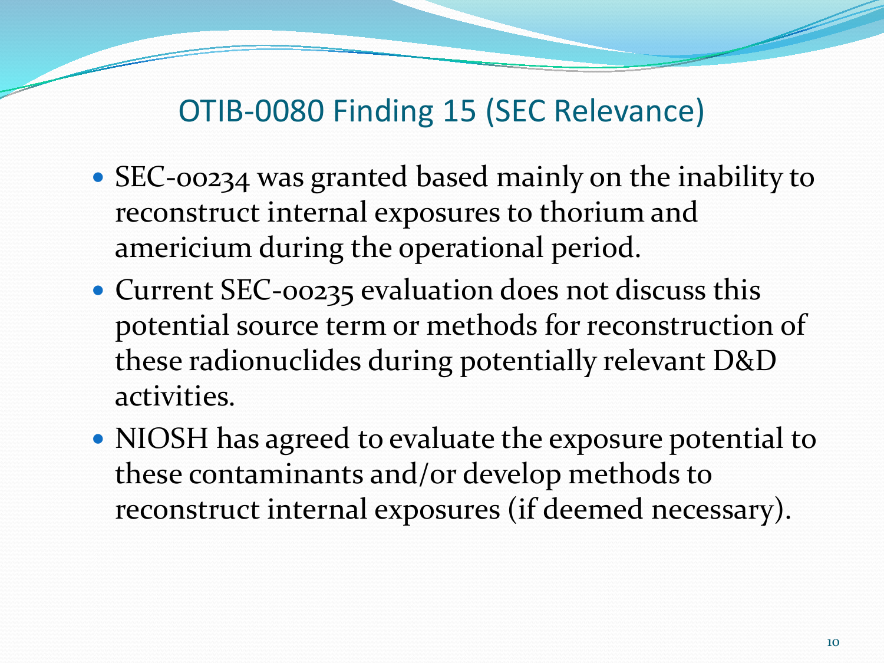# OTIB-0080 Finding 15 (SEC Relevance)

- SEC-00234 was granted based mainly on the inability to reconstruct internal exposures to thorium and americium during the operational period.
- Current SEC-00235 evaluation does not discuss this potential source term or methods for reconstruction of these radionuclides during potentially relevant D&D activities.
- NIOSH has agreed to evaluate the exposure potential to these contaminants and/or develop methods to reconstruct internal exposures (if deemed necessary).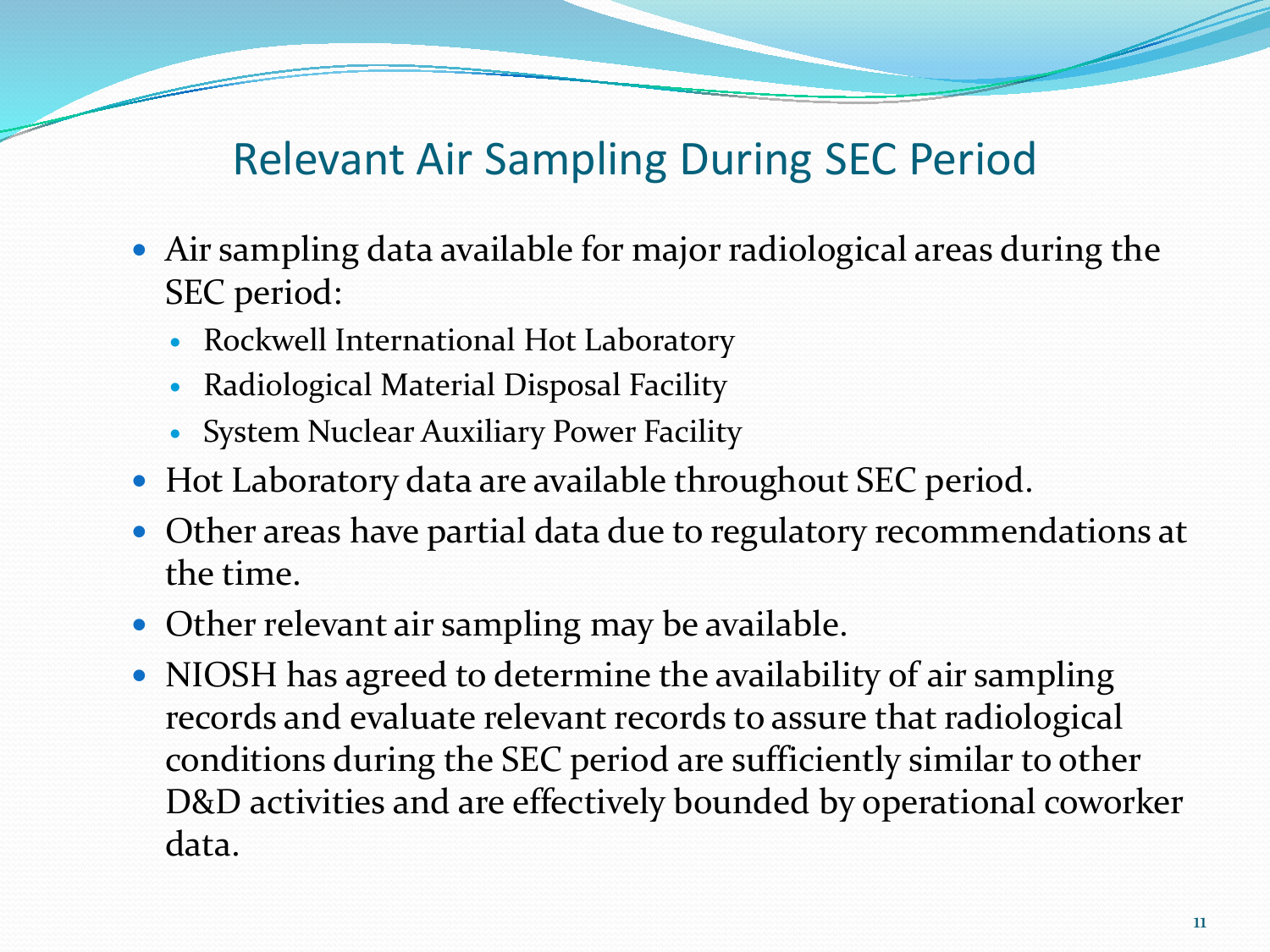# Relevant Air Sampling During SEC Period

- Air sampling data available for major radiological areas during the SEC period:
  - Rockwell International Hot Laboratory
  - Radiological Material Disposal Facility
  - System Nuclear Auxiliary Power Facility
- Hot Laboratory data are available throughout SEC period.
- Other areas have partial data due to regulatory recommendations at the time.
- Other relevant air sampling may be available.
- NIOSH has agreed to determine the availability of air sampling records and evaluate relevant records to assure that radiological conditions during the SEC period are sufficiently similar to other D&D activities and are effectively bounded by operational coworker data.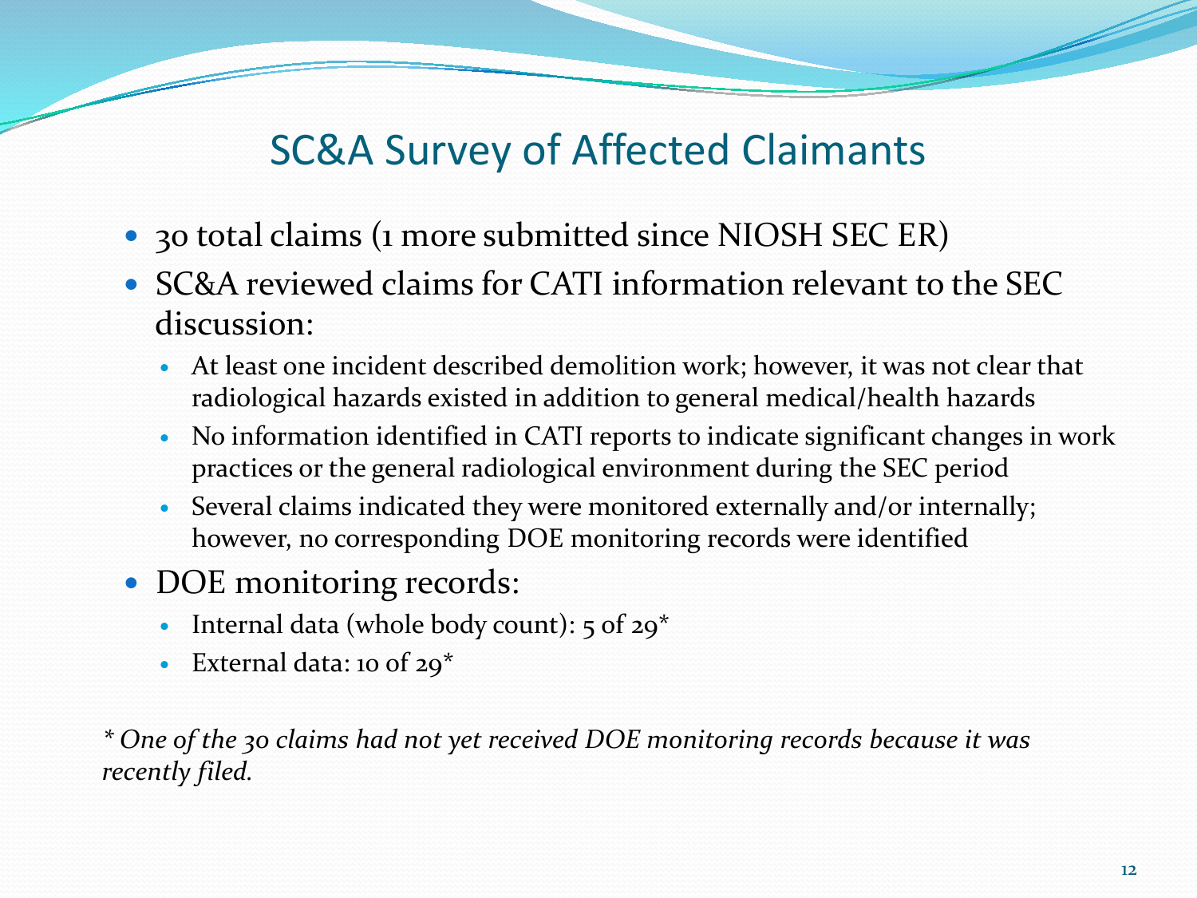# SC&A Survey of Affected Claimants

- 30 total claims (1 more submitted since NIOSH SEC ER)
- SC&A reviewed claims for CATI information relevant to the SEC discussion:
  - At least one incident described demolition work; however, it was not clear that radiological hazards existed in addition to general medical/health hazards
  - No information identified in CATI reports to indicate significant changes in work practices or the general radiological environment during the SEC period
  - Several claims indicated they were monitored externally and/or internally; however, no corresponding DOE monitoring records were identified
- DOE monitoring records:
  - Internal data (whole body count): 5 of 29*
  - External data: 10 of 29*

*\* One of the 30 claims had not yet received DOE monitoring records because it was recently filed.*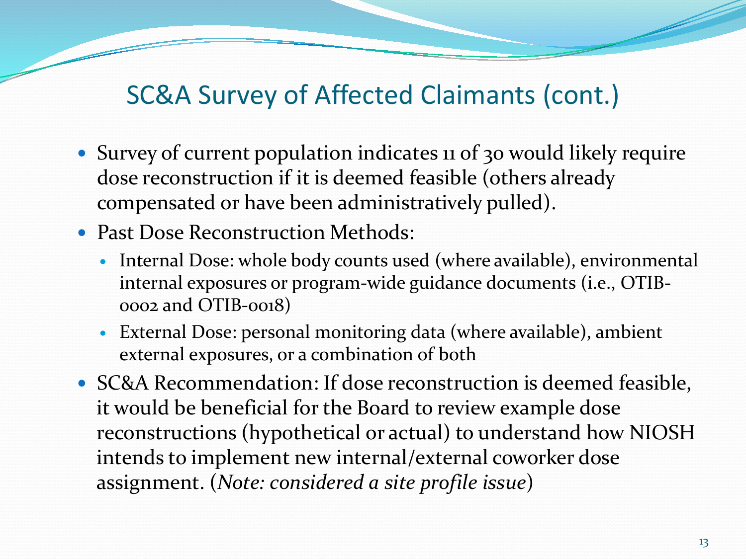## SC&A Survey of Affected Claimants (cont.)

- Survey of current population indicates 11 of 30 would likely require dose reconstruction if it is deemed feasible (others already compensated or have been administratively pulled).
- Past Dose Reconstruction Methods:
  - Internal Dose: whole body counts used (where available), environmental internal exposures or program-wide guidance documents (i.e., OTIB-0002 and OTIB-0018)
  - External Dose: personal monitoring data (where available), ambient external exposures, or a combination of both
- SC&A Recommendation: If dose reconstruction is deemed feasible, it would be beneficial for the Board to review example dose reconstructions (hypothetical or actual) to understand how NIOSH intends to implement new internal/external coworker dose assignment. (*Note: considered a site profile issue*)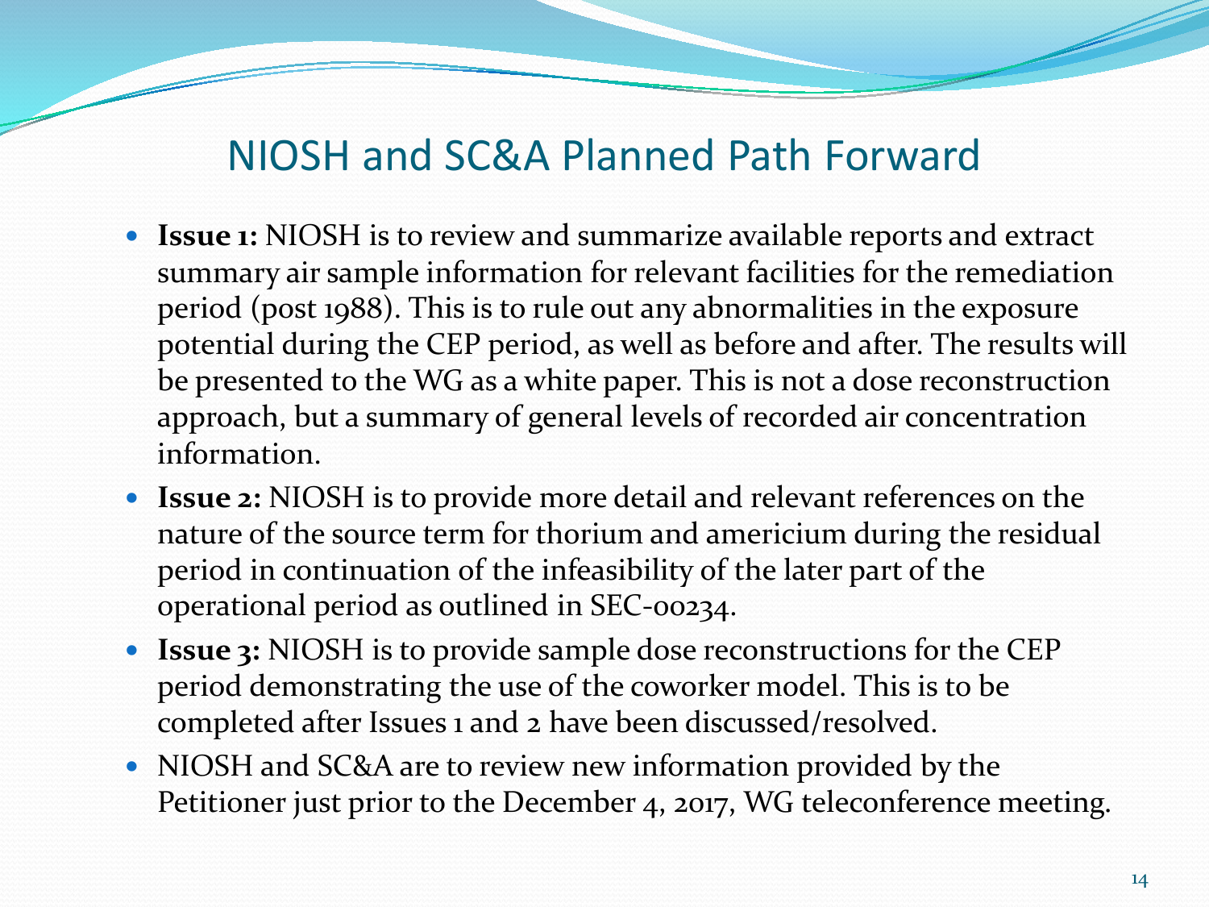# NIOSH and SC&A Planned Path Forward

- **Issue 1:** NIOSH is to review and summarize available reports and extract summary air sample information for relevant facilities for the remediation period (post 1988). This is to rule out any abnormalities in the exposure potential during the CEP period, as well as before and after. The results will be presented to the WG as a white paper. This is not a dose reconstruction approach, but a summary of general levels of recorded air concentration information.
- **Issue 2:** NIOSH is to provide more detail and relevant references on the nature of the source term for thorium and americium during the residual period in continuation of the infeasibility of the later part of the operational period as outlined in SEC-00234.
- **Issue 3:** NIOSH is to provide sample dose reconstructions for the CEP period demonstrating the use of the coworker model. This is to be completed after Issues 1 and 2 have been discussed/resolved.
- NIOSH and SC&A are to review new information provided by the Petitioner just prior to the December 4, 2017, WG teleconference meeting.